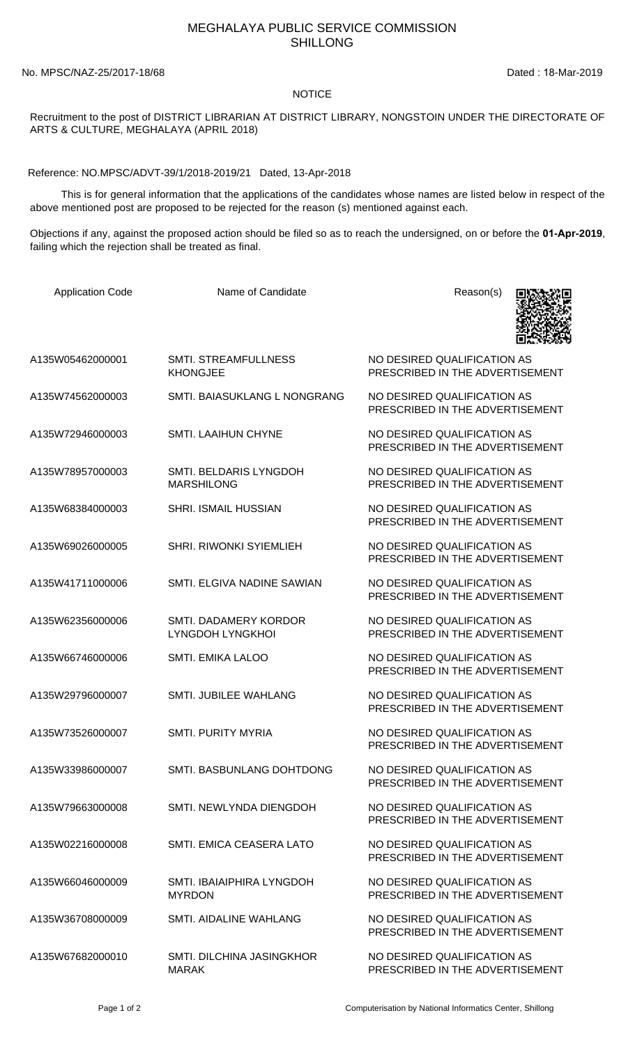# MEGHALAYA PUBLIC SERVICE COMMISSION
## SHILLONG

No. MPSC/NAZ-25/2017-18/68 Dated : 18-Mar-2019

**NOTICE**

Recruitment to the post of DISTRICT LIBRARIAN AT DISTRICT LIBRARY, NONGSTOIN UNDER THE DIRECTORATE OF ARTS & CULTURE, MEGHALAYA (APRIL 2018)

Reference: NO.MPSC/ADVT-39/1/2018-2019/21 Dated, 13-Apr-2018

This is for general information that the applications of the candidates whose names are listed below in respect of the above mentioned post are proposed to be rejected for the reason (s) mentioned against each.

Objections if any, against the proposed action should be filed so as to reach the undersigned, on or before the **01-Apr-2019**, failing which the rejection shall be treated as final.

| Application Code | Name of Candidate | Reason(s) |
|---|---|---|
| A135W05462000001 | SMTI. STREAMFULLNESS KHONGJEE | NO DESIRED QUALIFICATION AS PRESCRIBED IN THE ADVERTISEMENT |
| A135W74562000003 | SMTI. BAIASUKLANG L NONGRANG | NO DESIRED QUALIFICATION AS PRESCRIBED IN THE ADVERTISEMENT |
| A135W72946000003 | SMTI. LAAIHUN CHYNE | NO DESIRED QUALIFICATION AS PRESCRIBED IN THE ADVERTISEMENT |
| A135W78957000003 | SMTI. BELDARIS LYNGDOH MARSHILONG | NO DESIRED QUALIFICATION AS PRESCRIBED IN THE ADVERTISEMENT |
| A135W68384000003 | SHRI. ISMAIL HUSSIAN | NO DESIRED QUALIFICATION AS PRESCRIBED IN THE ADVERTISEMENT |
| A135W69026000005 | SHRI. RIWONKI SYIEMLIEH | NO DESIRED QUALIFICATION AS PRESCRIBED IN THE ADVERTISEMENT |
| A135W41711000006 | SMTI. ELGIVA NADINE SAWIAN | NO DESIRED QUALIFICATION AS PRESCRIBED IN THE ADVERTISEMENT |
| A135W62356000006 | SMTI. DADAMERY KORDOR LYNGDOH LYNGKHOI | NO DESIRED QUALIFICATION AS PRESCRIBED IN THE ADVERTISEMENT |
| A135W66746000006 | SMTI. EMIKA LALOO | NO DESIRED QUALIFICATION AS PRESCRIBED IN THE ADVERTISEMENT |
| A135W29796000007 | SMTI. JUBILEE WAHLANG | NO DESIRED QUALIFICATION AS PRESCRIBED IN THE ADVERTISEMENT |
| A135W73526000007 | SMTI. PURITY MYRIA | NO DESIRED QUALIFICATION AS PRESCRIBED IN THE ADVERTISEMENT |
| A135W33986000007 | SMTI. BASBUNLANG DOHTDONG | NO DESIRED QUALIFICATION AS PRESCRIBED IN THE ADVERTISEMENT |
| A135W79663000008 | SMTI. NEWLYNDA DIENGDOH | NO DESIRED QUALIFICATION AS PRESCRIBED IN THE ADVERTISEMENT |
| A135W02216000008 | SMTI. EMICA CEASERA LATO | NO DESIRED QUALIFICATION AS PRESCRIBED IN THE ADVERTISEMENT |
| A135W66046000009 | SMTI. IBAIAIPHIRA LYNGDOH MYRDON | NO DESIRED QUALIFICATION AS PRESCRIBED IN THE ADVERTISEMENT |
| A135W36708000009 | SMTI. AIDALINE WAHLANG | NO DESIRED QUALIFICATION AS PRESCRIBED IN THE ADVERTISEMENT |
| A135W67682000010 | SMTI. DILCHINA JASINGKHOR MARAK | NO DESIRED QUALIFICATION AS PRESCRIBED IN THE ADVERTISEMENT |

Computerisation by National Informatics Center, Shillong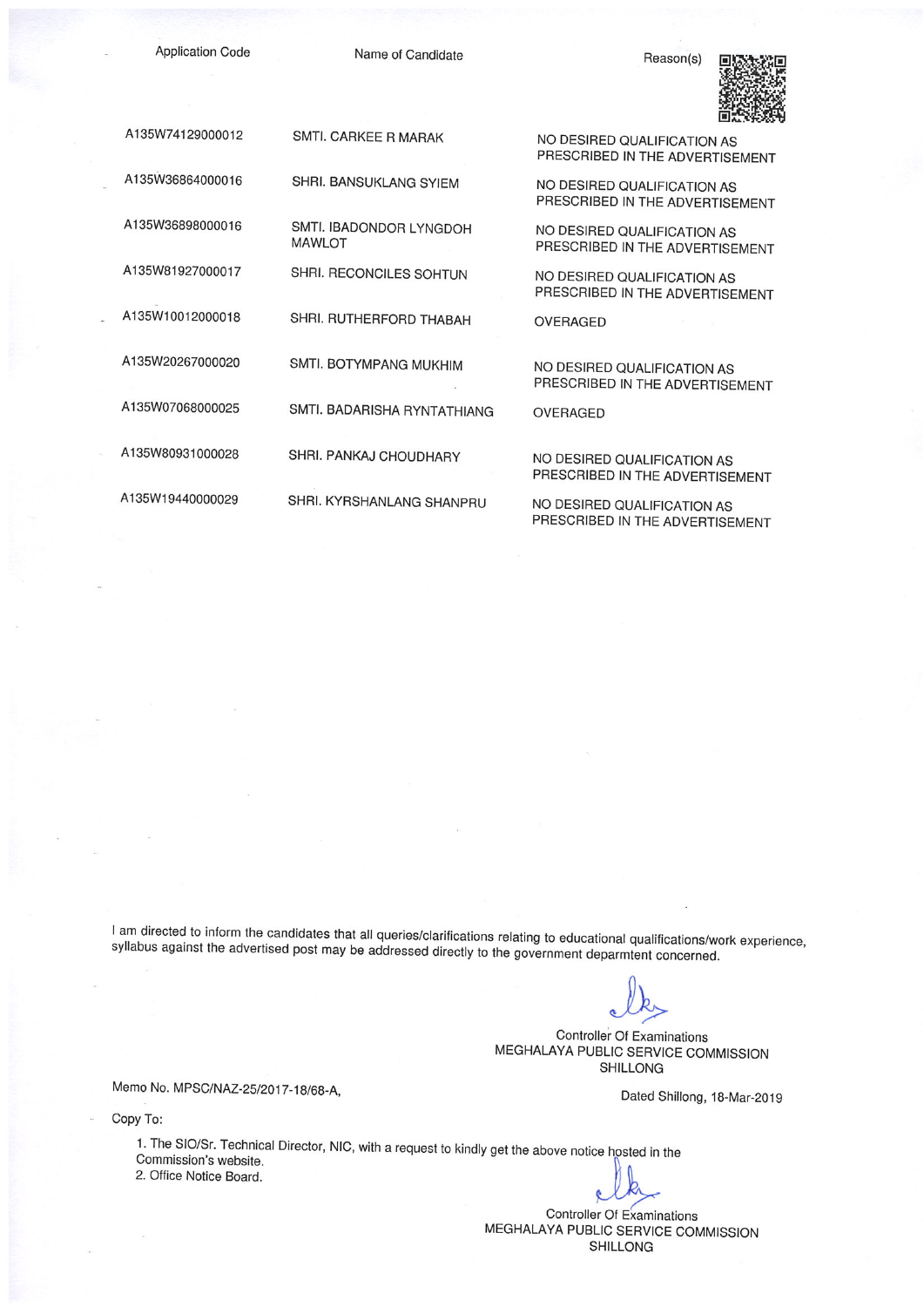| Application Code | Name of Candidate | Reason(s) |
| --- | --- | --- |
| A135W74129000012 | SMTI. CARKEE R MARAK | NO DESIRED QUALIFICATION AS PRESCRIBED IN THE ADVERTISEMENT |
| A135W36864000016 | SHRI. BANSUKLANG SYIEM | NO DESIRED QUALIFICATION AS PRESCRIBED IN THE ADVERTISEMENT |
| A135W36898000016 | SMTI. IBADONDOR LYNGDOH MAWLOT | NO DESIRED QUALIFICATION AS PRESCRIBED IN THE ADVERTISEMENT |
| A135W81927000017 | SHRI. RECONCILES SOHTUN | NO DESIRED QUALIFICATION AS PRESCRIBED IN THE ADVERTISEMENT |
| A135W10012000018 | SHRI. RUTHERFORD THABAH | OVERAGED |
| A135W20267000020 | SMTI. BOTYMPANG MUKHIM | NO DESIRED QUALIFICATION AS PRESCRIBED IN THE ADVERTISEMENT |
| A135W07068000025 | SMTI. BADARISHA RYNTATHIANG | OVERAGED |
| A135W80931000028 | SHRI. PANKAJ CHOUDHARY | NO DESIRED QUALIFICATION AS PRESCRIBED IN THE ADVERTISEMENT |
| A135W19440000029 | SHRI. KYRSHANLANG SHANPRU | NO DESIRED QUALIFICATION AS PRESCRIBED IN THE ADVERTISEMENT |

I am directed to inform the candidates that all queries/clarifications relating to educational qualifications/work experience, syllabus against the advertised post may be addressed directly to the government deparmtent concerned.

Controller Of Examinations
MEGHALAYA PUBLIC SERVICE COMMISSION
SHILLONG

Memo No. MPSC/NAZ-25/2017-18/68-A,

Dated Shillong, 18-Mar-2019

Copy To:

1. The SIO/Sr. Technical Director, NIC, with a request to kindly get the above notice hosted in the Commission's website.
2. Office Notice Board.

Controller Of Examinations
MEGHALAYA PUBLIC SERVICE COMMISSION
SHILLONG